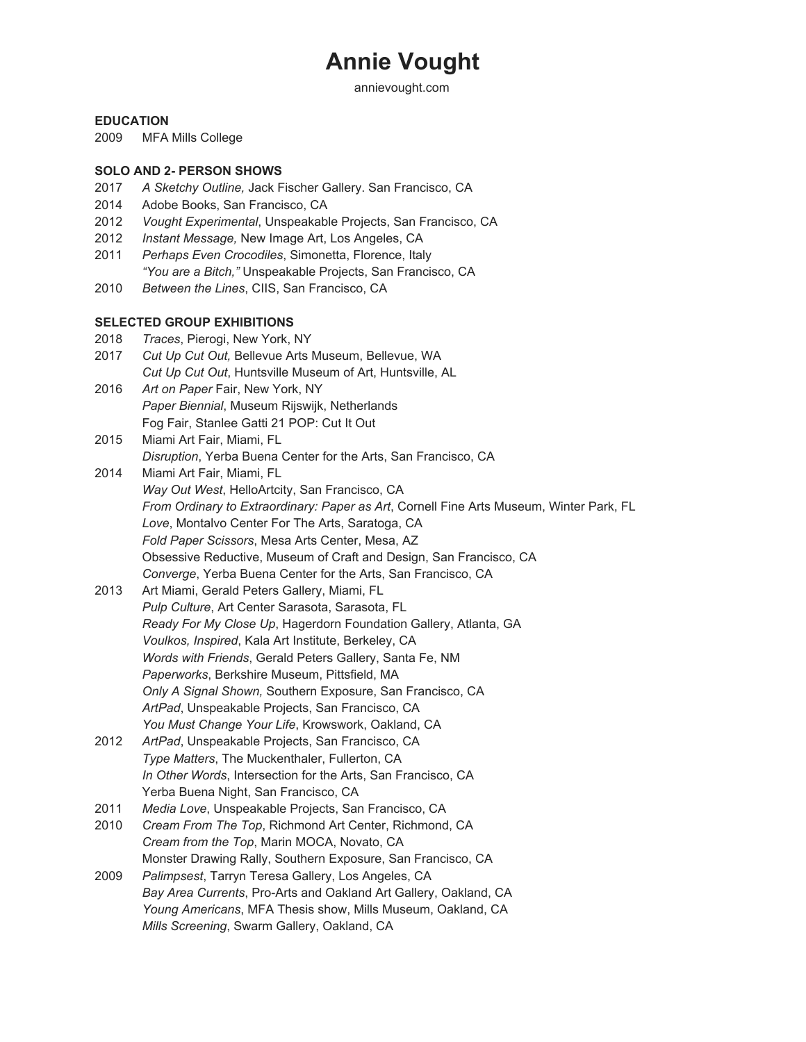# Annie Vought

annievought.com

**EDUCATION**

2009 MFA Mills College

**SOLO AND 2- PERSON SHOWS**

2017 *A Sketchy Outline,* Jack Fischer Gallery. San Francisco, CA
2014 Adobe Books, San Francisco, CA
2012 *Vought Experimental*, Unspeakable Projects, San Francisco, CA
2012 *Instant Message,* New Image Art, Los Angeles, CA
2011 *Perhaps Even Crocodiles*, Simonetta, Florence, Italy
*"You are a Bitch,"* Unspeakable Projects, San Francisco, CA
2010 *Between the Lines*, CIIS, San Francisco, CA

**SELECTED GROUP EXHIBITIONS**

2018 *Traces*, Pierogi, New York, NY
2017 *Cut Up Cut Out,* Bellevue Arts Museum, Bellevue, WA
*Cut Up Cut Out*, Huntsville Museum of Art, Huntsville, AL
2016 *Art on Paper* Fair, New York, NY
*Paper Biennial*, Museum Rijswijk, Netherlands
Fog Fair, Stanlee Gatti 21 POP: Cut It Out
2015 Miami Art Fair, Miami, FL
*Disruption*, Yerba Buena Center for the Arts, San Francisco, CA
2014 Miami Art Fair, Miami, FL
*Way Out West*, HelloArtcity, San Francisco, CA
*From Ordinary to Extraordinary: Paper as Art*, Cornell Fine Arts Museum, Winter Park, FL
*Love*, Montalvo Center For The Arts, Saratoga, CA
*Fold Paper Scissors*, Mesa Arts Center, Mesa, AZ
Obsessive Reductive, Museum of Craft and Design, San Francisco, CA
*Converge*, Yerba Buena Center for the Arts, San Francisco, CA
2013 Art Miami, Gerald Peters Gallery, Miami, FL
*Pulp Culture*, Art Center Sarasota, Sarasota, FL
*Ready For My Close Up*, Hagerdorn Foundation Gallery, Atlanta, GA
*Voulkos, Inspired*, Kala Art Institute, Berkeley, CA
*Words with Friends*, Gerald Peters Gallery, Santa Fe, NM
*Paperworks*, Berkshire Museum, Pittsfield, MA
*Only A Signal Shown,* Southern Exposure, San Francisco, CA
*ArtPad*, Unspeakable Projects, San Francisco, CA
*You Must Change Your Life*, Krowswork, Oakland, CA
2012 *ArtPad*, Unspeakable Projects, San Francisco, CA
*Type Matters*, The Muckenthaler, Fullerton, CA
*In Other Words*, Intersection for the Arts, San Francisco, CA
Yerba Buena Night, San Francisco, CA
2011 *Media Love*, Unspeakable Projects, San Francisco, CA
2010 *Cream From The Top*, Richmond Art Center, Richmond, CA
*Cream from the Top*, Marin MOCA, Novato, CA
Monster Drawing Rally, Southern Exposure, San Francisco, CA
2009 *Palimpsest*, Tarryn Teresa Gallery, Los Angeles, CA
*Bay Area Currents*, Pro-Arts and Oakland Art Gallery, Oakland, CA
*Young Americans*, MFA Thesis show, Mills Museum, Oakland, CA
*Mills Screening*, Swarm Gallery, Oakland, CA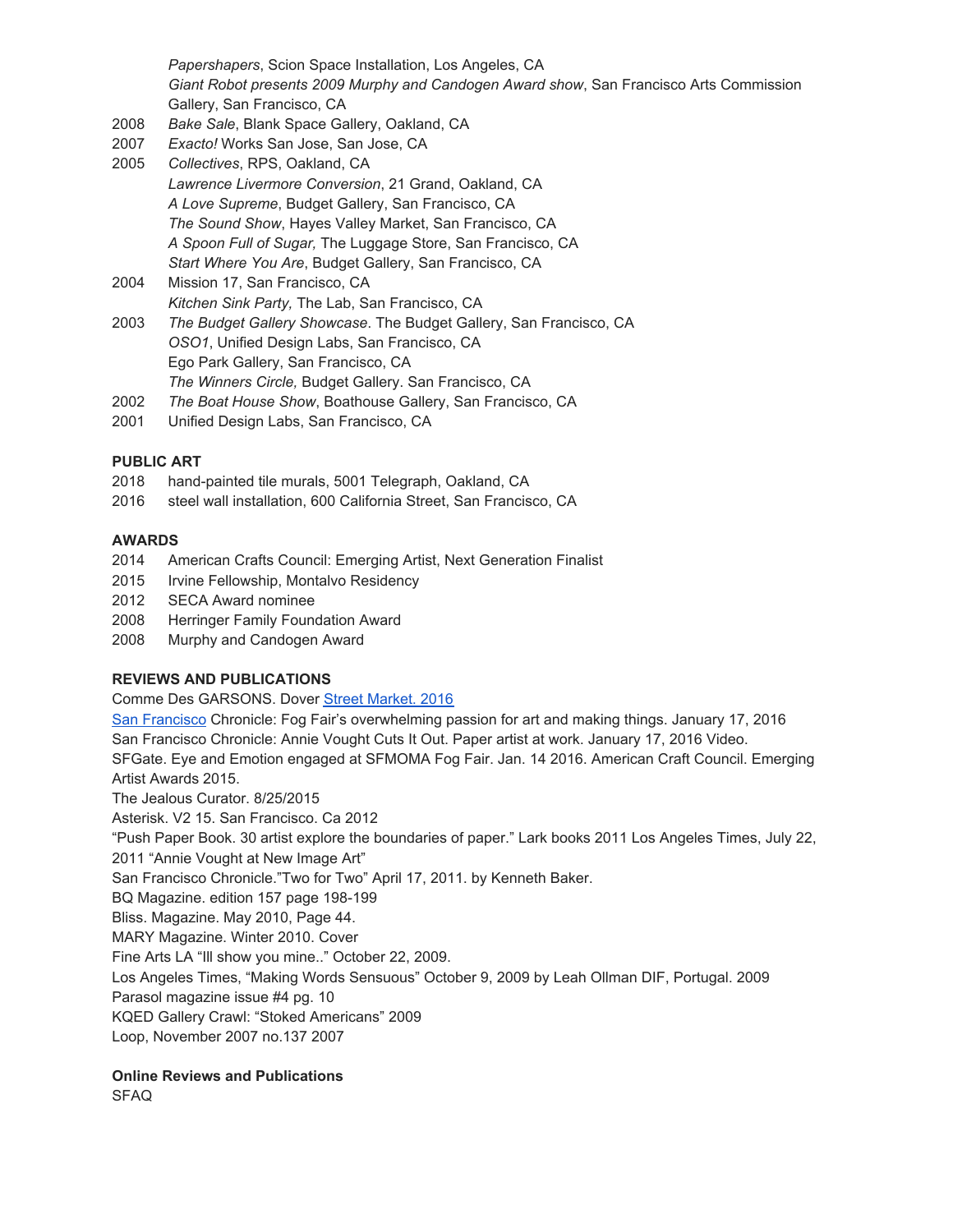*Papershapers*, Scion Space Installation, Los Angeles, CA
*Giant Robot presents 2009 Murphy and Candogen Award show*, San Francisco Arts Commission Gallery, San Francisco, CA

2008 *Bake Sale*, Blank Space Gallery, Oakland, CA

2007 *Exacto!* Works San Jose, San Jose, CA

2005 *Collectives*, RPS, Oakland, CA
*Lawrence Livermore Conversion*, 21 Grand, Oakland, CA
*A Love Supreme*, Budget Gallery, San Francisco, CA
*The Sound Show*, Hayes Valley Market, San Francisco, CA
*A Spoon Full of Sugar,* The Luggage Store, San Francisco, CA
*Start Where You Are*, Budget Gallery, San Francisco, CA

2004 Mission 17, San Francisco, CA
*Kitchen Sink Party,* The Lab, San Francisco, CA

2003 *The Budget Gallery Showcase*. The Budget Gallery, San Francisco, CA
*OSO1*, Unified Design Labs, San Francisco, CA
Ego Park Gallery, San Francisco, CA
*The Winners Circle,* Budget Gallery. San Francisco, CA

2002 *The Boat House Show*, Boathouse Gallery, San Francisco, CA

2001 Unified Design Labs, San Francisco, CA

**PUBLIC ART**

2018 hand-painted tile murals, 5001 Telegraph, Oakland, CA

2016 steel wall installation, 600 California Street, San Francisco, CA

**AWARDS**

2014 American Crafts Council: Emerging Artist, Next Generation Finalist

2015 Irvine Fellowship, Montalvo Residency

2012 SECA Award nominee

2008 Herringer Family Foundation Award

2008 Murphy and Candogen Award

**REVIEWS AND PUBLICATIONS**

Comme Des GARSONS. Dover Street Market. 2016

San Francisco Chronicle: Fog Fair's overwhelming passion for art and making things. January 17, 2016

San Francisco Chronicle: Annie Vought Cuts It Out. Paper artist at work. January 17, 2016 Video.

SFGate. Eye and Emotion engaged at SFMOMA Fog Fair. Jan. 14 2016. American Craft Council. Emerging Artist Awards 2015.

The Jealous Curator. 8/25/2015

Asterisk. V2 15. San Francisco. Ca 2012

"Push Paper Book. 30 artist explore the boundaries of paper." Lark books 2011 Los Angeles Times, July 22, 2011 "Annie Vought at New Image Art"

San Francisco Chronicle."Two for Two" April 17, 2011. by Kenneth Baker.

BQ Magazine. edition 157 page 198-199

Bliss. Magazine. May 2010, Page 44.

MARY Magazine. Winter 2010. Cover

Fine Arts LA "Ill show you mine.." October 22, 2009.

Los Angeles Times, "Making Words Sensuous" October 9, 2009 by Leah Ollman DIF, Portugal. 2009

Parasol magazine issue #4 pg. 10

KQED Gallery Crawl: "Stoked Americans" 2009

Loop, November 2007 no.137 2007

**Online Reviews and Publications**

SFAQ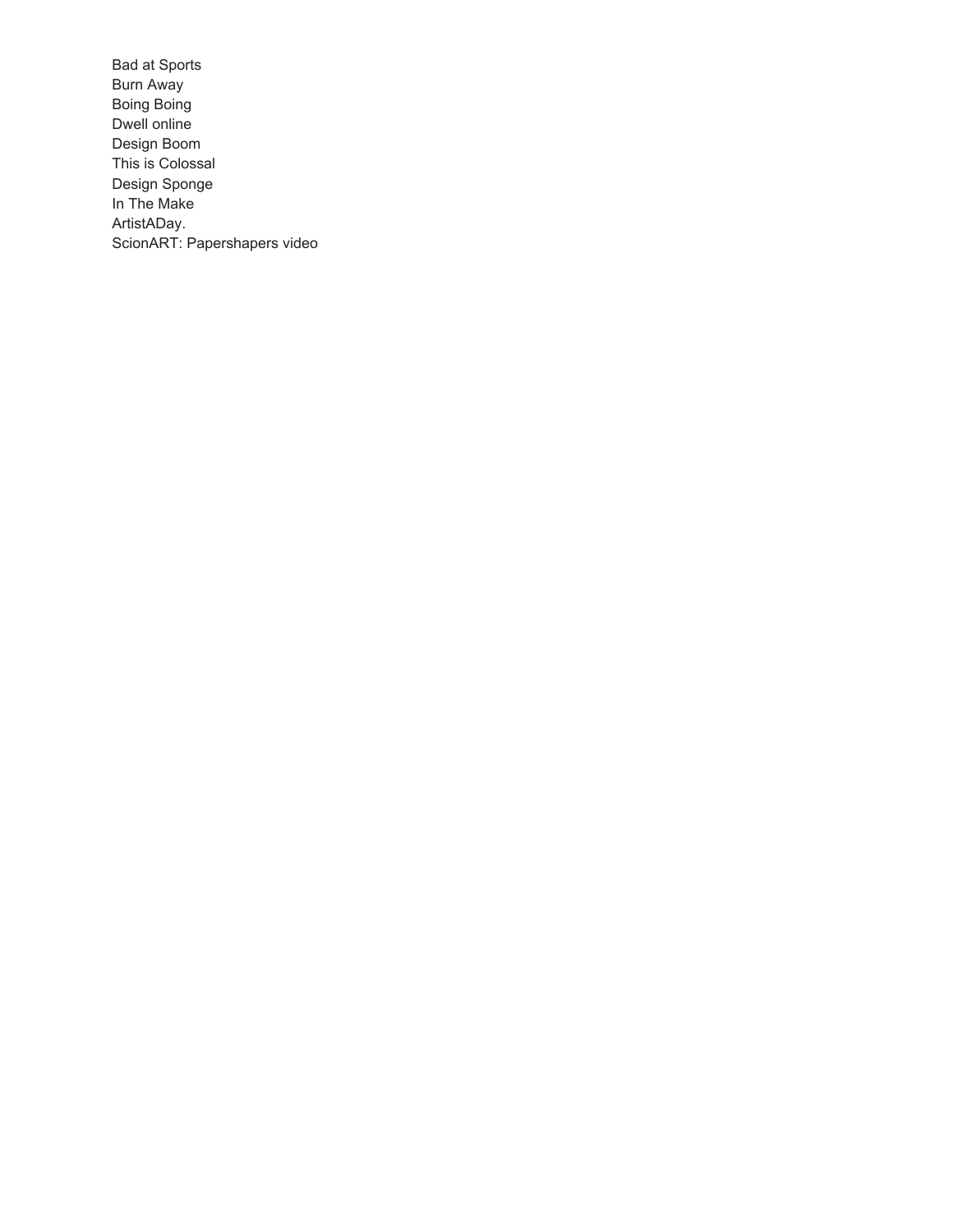Bad at Sports
Burn Away
Boing Boing
Dwell online
Design Boom
This is Colossal
Design Sponge
In The Make
ArtistADay.
ScionART: Papershapers video